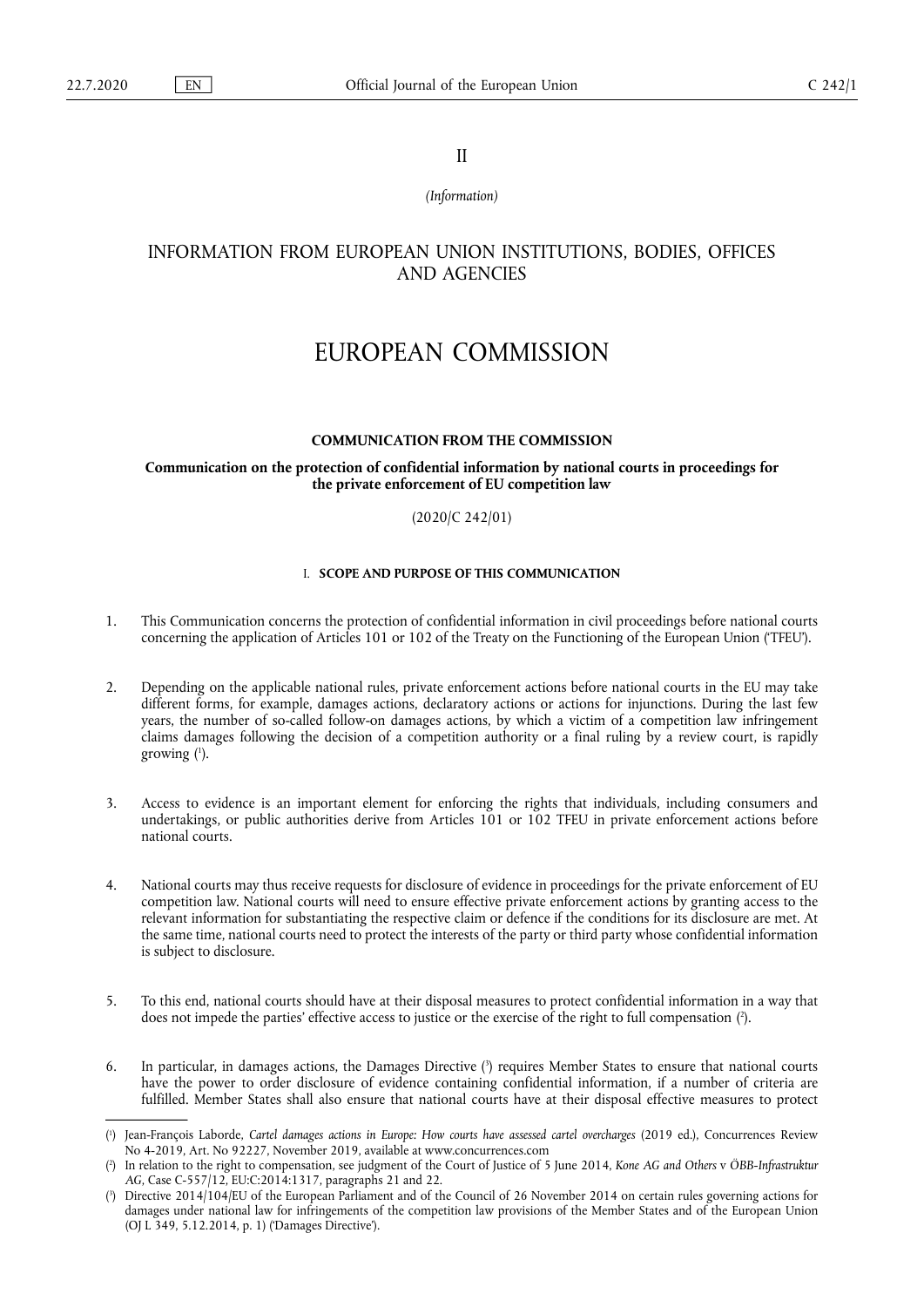II

*(Information)*

# INFORMATION FROM EUROPEAN UNION INSTITUTIONS, BODIES, OFFICES AND AGENCIES

# EUROPEAN COMMISSION

## COMMUNICATION FROM THE COMMISSION

**Communication on the protection of confidential information by national courts in proceedings for the private enforcement of EU competition law**

(2020/C 242/01)

### I. SCOPE AND PURPOSE OF THIS COMMUNICATION

1. This Communication concerns the protection of confidential information in civil proceedings before national courts concerning the application of Articles 101 or 102 of the Treaty on the Functioning of the European Union ('TFEU').

2. Depending on the applicable national rules, private enforcement actions before national courts in the EU may take different forms, for example, damages actions, declaratory actions or actions for injunctions. During the last few years, the number of so-called follow-on damages actions, by which a victim of a competition law infringement claims damages following the decision of a competition authority or a final ruling by a review court, is rapidly growing ([1]).

3. Access to evidence is an important element for enforcing the rights that individuals, including consumers and undertakings, or public authorities derive from Articles 101 or 102 TFEU in private enforcement actions before national courts.

4. National courts may thus receive requests for disclosure of evidence in proceedings for the private enforcement of EU competition law. National courts will need to ensure effective private enforcement actions by granting access to the relevant information for substantiating the respective claim or defence if the conditions for its disclosure are met. At the same time, national courts need to protect the interests of the party or third party whose confidential information is subject to disclosure.

5. To this end, national courts should have at their disposal measures to protect confidential information in a way that does not impede the parties' effective access to justice or the exercise of the right to full compensation ([2]).

6. In particular, in damages actions, the Damages Directive ([3]) requires Member States to ensure that national courts have the power to order disclosure of evidence containing confidential information, if a number of criteria are fulfilled. Member States shall also ensure that national courts have at their disposal effective measures to protect

---

([1]) Jean-François Laborde, *Cartel damages actions in Europe: How courts have assessed cartel overcharges* (2019 ed.), Concurrences Review No 4-2019, Art. No 92227, November 2019, available at www.concurrences.com

([2]) In relation to the right to compensation, see judgment of the Court of Justice of 5 June 2014, *Kone AG and Others* v *ÖBB-Infrastruktur AG*, Case C-557/12, EU:C:2014:1317, paragraphs 21 and 22.

([3]) Directive 2014/104/EU of the European Parliament and of the Council of 26 November 2014 on certain rules governing actions for damages under national law for infringements of the competition law provisions of the Member States and of the European Union (OJ L 349, 5.12.2014, p. 1) ('Damages Directive').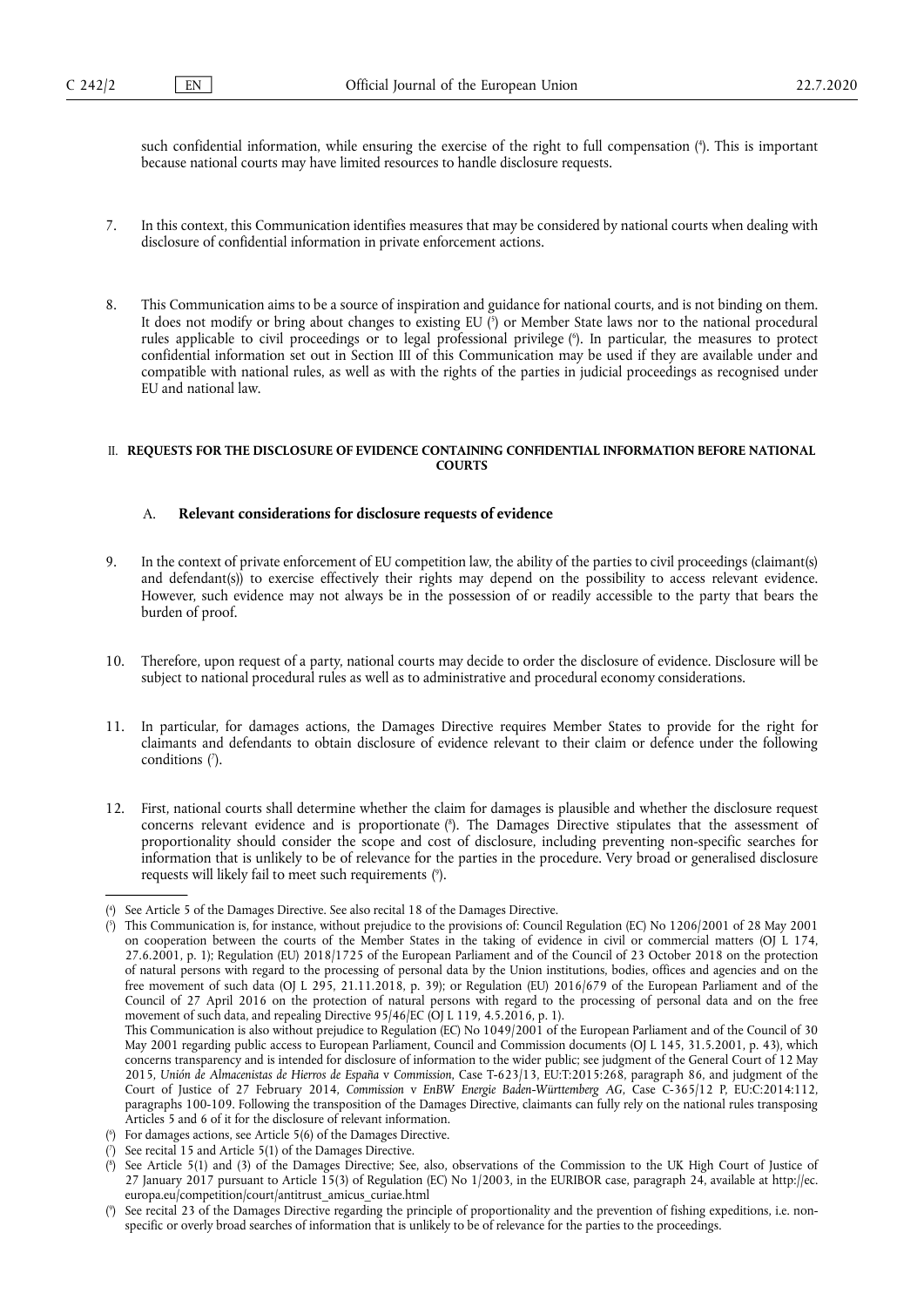such confidential information, while ensuring the exercise of the right to full compensation ([4]). This is important because national courts may have limited resources to handle disclosure requests.

7. In this context, this Communication identifies measures that may be considered by national courts when dealing with disclosure of confidential information in private enforcement actions.

8. This Communication aims to be a source of inspiration and guidance for national courts, and is not binding on them. It does not modify or bring about changes to existing EU ([5]) or Member State laws nor to the national procedural rules applicable to civil proceedings or to legal professional privilege ([6]). In particular, the measures to protect confidential information set out in Section III of this Communication may be used if they are available under and compatible with national rules, as well as with the rights of the parties in judicial proceedings as recognised under EU and national law.

## II. REQUESTS FOR THE DISCLOSURE OF EVIDENCE CONTAINING CONFIDENTIAL INFORMATION BEFORE NATIONAL COURTS

### A. Relevant considerations for disclosure requests of evidence

9. In the context of private enforcement of EU competition law, the ability of the parties to civil proceedings (claimant(s) and defendant(s)) to exercise effectively their rights may depend on the possibility to access relevant evidence. However, such evidence may not always be in the possession of or readily accessible to the party that bears the burden of proof.

10. Therefore, upon request of a party, national courts may decide to order the disclosure of evidence. Disclosure will be subject to national procedural rules as well as to administrative and procedural economy considerations.

11. In particular, for damages actions, the Damages Directive requires Member States to provide for the right for claimants and defendants to obtain disclosure of evidence relevant to their claim or defence under the following conditions ([7]).

12. First, national courts shall determine whether the claim for damages is plausible and whether the disclosure request concerns relevant evidence and is proportionate ([8]). The Damages Directive stipulates that the assessment of proportionality should consider the scope and cost of disclosure, including preventing non-specific searches for information that is unlikely to be of relevance for the parties in the procedure. Very broad or generalised disclosure requests will likely fail to meet such requirements ([9]).

---

([4]) See Article 5 of the Damages Directive. See also recital 18 of the Damages Directive.

([5]) This Communication is, for instance, without prejudice to the provisions of: Council Regulation (EC) No 1206/2001 of 28 May 2001 on cooperation between the courts of the Member States in the taking of evidence in civil or commercial matters (OJ L 174, 27.6.2001, p. 1); Regulation (EU) 2018/1725 of the European Parliament and of the Council of 23 October 2018 on the protection of natural persons with regard to the processing of personal data by the Union institutions, bodies, offices and agencies and on the free movement of such data (OJ L 295, 21.11.2018, p. 39); or Regulation (EU) 2016/679 of the European Parliament and of the Council of 27 April 2016 on the protection of natural persons with regard to the processing of personal data and on the free movement of such data, and repealing Directive 95/46/EC (OJ L 119, 4.5.2016, p. 1).
This Communication is also without prejudice to Regulation (EC) No 1049/2001 of the European Parliament and of the Council of 30 May 2001 regarding public access to European Parliament, Council and Commission documents (OJ L 145, 31.5.2001, p. 43), which concerns transparency and is intended for disclosure of information to the wider public; see judgment of the General Court of 12 May 2015, *Unión de Almacenistas de Hierros de España* v *Commission*, Case T-623/13, EU:T:2015:268, paragraph 86, and judgment of the Court of Justice of 27 February 2014, *Commission* v *EnBW Energie Baden-Württemberg AG*, Case C-365/12 P, EU:C:2014:112, paragraphs 100-109. Following the transposition of the Damages Directive, claimants can fully rely on the national rules transposing Articles 5 and 6 of it for the disclosure of relevant information.

([6]) For damages actions, see Article 5(6) of the Damages Directive.

([7]) See recital 15 and Article 5(1) of the Damages Directive.

([8]) See Article 5(1) and (3) of the Damages Directive; See, also, observations of the Commission to the UK High Court of Justice of 27 January 2017 pursuant to Article 15(3) of Regulation (EC) No 1/2003, in the EURIBOR case, paragraph 24, available at http://ec.europa.eu/competition/court/antitrust_amicus_curiae.html

([9]) See recital 23 of the Damages Directive regarding the principle of proportionality and the prevention of fishing expeditions, i.e. non-specific or overly broad searches of information that is unlikely to be of relevance for the parties to the proceedings.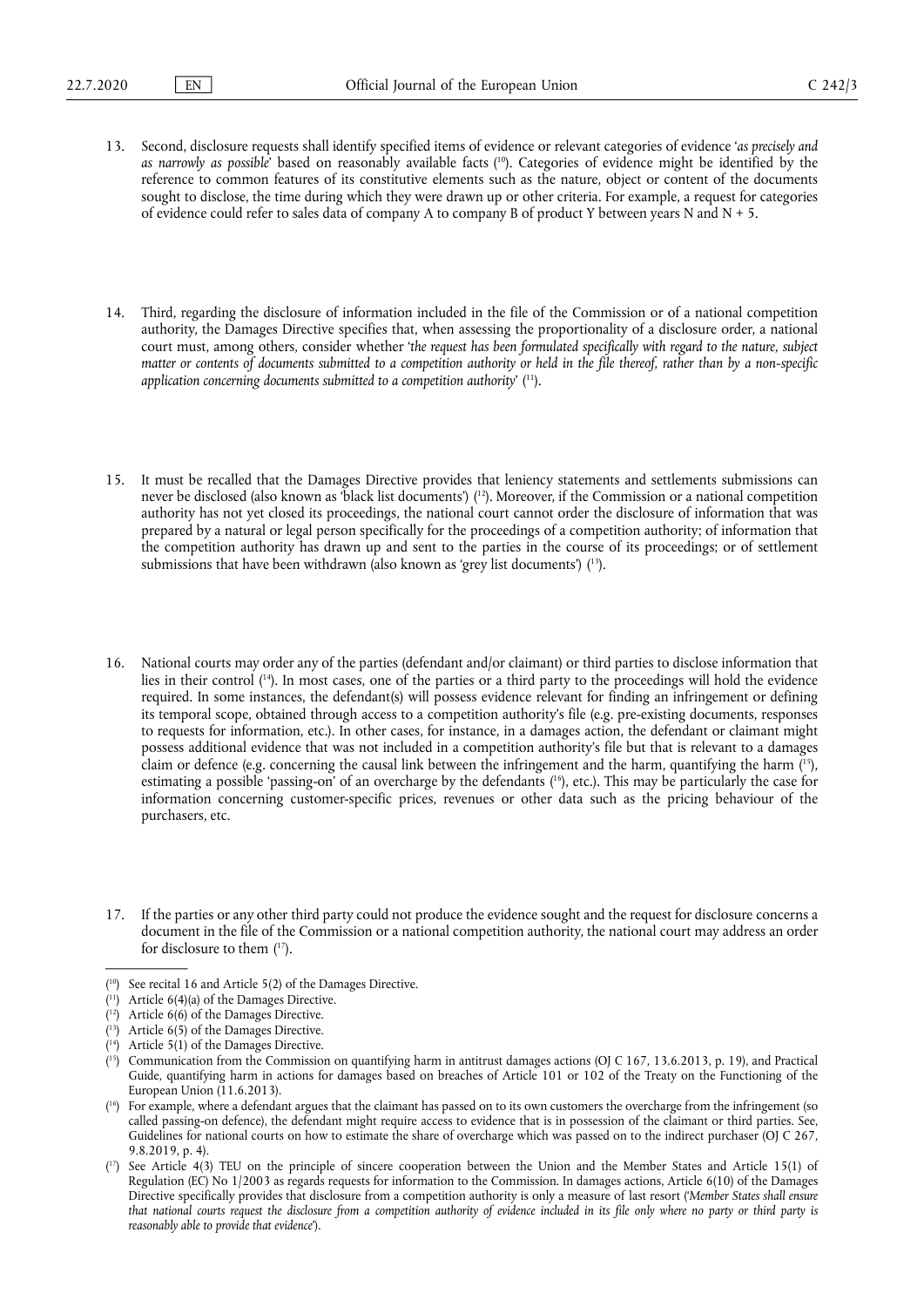13. Second, disclosure requests shall identify specified items of evidence or relevant categories of evidence '*as precisely and as narrowly as possible*' based on reasonably available facts [10]. Categories of evidence might be identified by the reference to common features of its constitutive elements such as the nature, object or content of the documents sought to disclose, the time during which they were drawn up or other criteria. For example, a request for categories of evidence could refer to sales data of company A to company B of product Y between years N and N + 5.

14. Third, regarding the disclosure of information included in the file of the Commission or of a national competition authority, the Damages Directive specifies that, when assessing the proportionality of a disclosure order, a national court must, among others, consider whether '*the request has been formulated specifically with regard to the nature, subject matter or contents of documents submitted to a competition authority or held in the file thereof, rather than by a non-specific application concerning documents submitted to a competition authority*' [11].

15. It must be recalled that the Damages Directive provides that leniency statements and settlements submissions can never be disclosed (also known as 'black list documents') [12]. Moreover, if the Commission or a national competition authority has not yet closed its proceedings, the national court cannot order the disclosure of information that was prepared by a natural or legal person specifically for the proceedings of a competition authority; of information that the competition authority has drawn up and sent to the parties in the course of its proceedings; or of settlement submissions that have been withdrawn (also known as 'grey list documents') [13].

16. National courts may order any of the parties (defendant and/or claimant) or third parties to disclose information that lies in their control [14]. In most cases, one of the parties or a third party to the proceedings will hold the evidence required. In some instances, the defendant(s) will possess evidence relevant for finding an infringement or defining its temporal scope, obtained through access to a competition authority's file (e.g. pre-existing documents, responses to requests for information, etc.). In other cases, for instance, in a damages action, the defendant or claimant might possess additional evidence that was not included in a competition authority's file but that is relevant to a damages claim or defence (e.g. concerning the causal link between the infringement and the harm, quantifying the harm [15], estimating a possible 'passing-on' of an overcharge by the defendants [16], etc.). This may be particularly the case for information concerning customer-specific prices, revenues or other data such as the pricing behaviour of the purchasers, etc.

17. If the parties or any other third party could not produce the evidence sought and the request for disclosure concerns a document in the file of the Commission or a national competition authority, the national court may address an order for disclosure to them [17].

---

[10] See recital 16 and Article 5(2) of the Damages Directive.

[11] Article 6(4)(a) of the Damages Directive.

[12] Article 6(6) of the Damages Directive.

[13] Article 6(5) of the Damages Directive.

[14] Article 5(1) of the Damages Directive.

[15] Communication from the Commission on quantifying harm in antitrust damages actions (OJ C 167, 13.6.2013, p. 19), and Practical Guide, quantifying harm in actions for damages based on breaches of Article 101 or 102 of the Treaty on the Functioning of the European Union (11.6.2013).

[16] For example, where a defendant argues that the claimant has passed on to its own customers the overcharge from the infringement (so called passing-on defence), the defendant might require access to evidence that is in possession of the claimant or third parties. See, Guidelines for national courts on how to estimate the share of overcharge which was passed on to the indirect purchaser (OJ C 267, 9.8.2019, p. 4).

[17] See Article 4(3) TEU on the principle of sincere cooperation between the Union and the Member States and Article 15(1) of Regulation (EC) No 1/2003 as regards requests for information to the Commission. In damages actions, Article 6(10) of the Damages Directive specifically provides that disclosure from a competition authority is only a measure of last resort ('*Member States shall ensure that national courts request the disclosure from a competition authority of evidence included in its file only where no party or third party is reasonably able to provide that evidence*').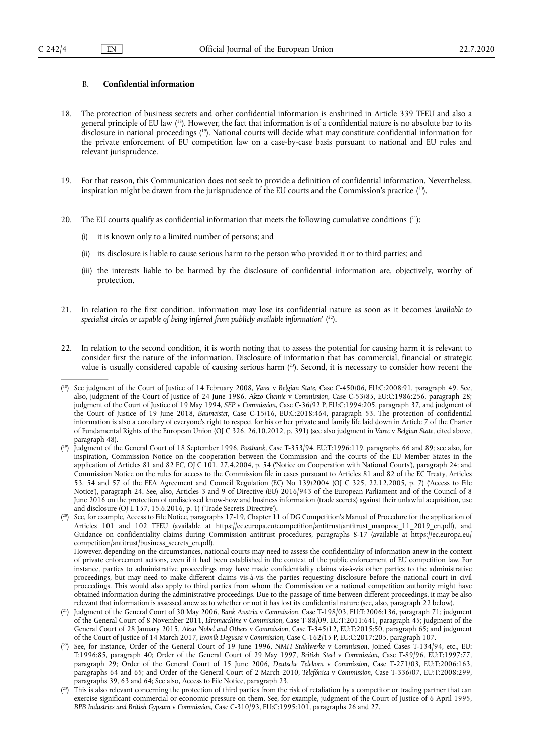### B. **Confidential information**

18. The protection of business secrets and other confidential information is enshrined in Article 339 TFEU and also a general principle of EU law ([18]). However, the fact that information is of a confidential nature is no absolute bar to its disclosure in national proceedings ([19]). National courts will decide what may constitute confidential information for the private enforcement of EU competition law on a case-by-case basis pursuant to national and EU rules and relevant jurisprudence.

19. For that reason, this Communication does not seek to provide a definition of confidential information. Nevertheless, inspiration might be drawn from the jurisprudence of the EU courts and the Commission's practice ([20]).

20. The EU courts qualify as confidential information that meets the following cumulative conditions ([21]):

    (i) it is known only to a limited number of persons; and

    (ii) its disclosure is liable to cause serious harm to the person who provided it or to third parties; and

    (iii) the interests liable to be harmed by the disclosure of confidential information are, objectively, worthy of protection.

21. In relation to the first condition, information may lose its confidential nature as soon as it becomes '*available to specialist circles or capable of being inferred from publicly available information*' ([22]).

22. In relation to the second condition, it is worth noting that to assess the potential for causing harm it is relevant to consider first the nature of the information. Disclosure of information that has commercial, financial or strategic value is usually considered capable of causing serious harm ([23]). Second, it is necessary to consider how recent the

---

([18]) See judgment of the Court of Justice of 14 February 2008, *Varec* v *Belgian State*, Case C-450/06, EU:C:2008:91, paragraph 49. See, also, judgment of the Court of Justice of 24 June 1986, *Akzo Chemie* v *Commission*, Case C-53/85, EU:C:1986:256, paragraph 28; judgment of the Court of Justice of 19 May 1994, *SEP* v *Commission*, Case C-36/92 P, EU:C:1994:205, paragraph 37, and judgment of the Court of Justice of 19 June 2018, *Baumeister*, Case C-15/16, EU:C:2018:464, paragraph 53. The protection of confidential information is also a corollary of everyone's right to respect for his or her private and family life laid down in Article 7 of the Charter of Fundamental Rights of the European Union (OJ C 326, 26.10.2012, p. 391) (see also judgment in *Varec* v *Belgian State*, cited above, paragraph 48).

([19]) Judgment of the General Court of 18 September 1996, *Postbank*, Case T-353/94, EU:T:1996:119, paragraphs 66 and 89; see also, for inspiration, Commission Notice on the cooperation between the Commission and the courts of the EU Member States in the application of Articles 81 and 82 EC, OJ C 101, 27.4.2004, p. 54 ('Notice on Cooperation with National Courts'), paragraph 24; and Commission Notice on the rules for access to the Commission file in cases pursuant to Articles 81 and 82 of the EC Treaty, Articles 53, 54 and 57 of the EEA Agreement and Council Regulation (EC) No 139/2004 (OJ C 325, 22.12.2005, p. 7) ('Access to File Notice'), paragraph 24. See, also, Articles 3 and 9 of Directive (EU) 2016/943 of the European Parliament and of the Council of 8 June 2016 on the protection of undisclosed know-how and business information (trade secrets) against their unlawful acquisition, use and disclosure (OJ L 157, 15.6.2016, p. 1) ('Trade Secrets Directive').

([20]) See, for example, Access to File Notice, paragraphs 17-19, Chapter 11 of DG Competition's Manual of Procedure for the application of Articles 101 and 102 TFEU (available at https://ec.europa.eu/competition/antitrust/antitrust_manproc_11_2019_en.pdf), and Guidance on confidentiality claims during Commission antitrust procedures, paragraphs 8-17 (available at https://ec.europa.eu/competition/antitrust/business_secrets_en.pdf).
However, depending on the circumstances, national courts may need to assess the confidentiality of information anew in the context of private enforcement actions, even if it had been established in the context of the public enforcement of EU competition law. For instance, parties to administrative proceedings may have made confidentiality claims vis-à-vis other parties to the administrative proceedings, but may need to make different claims vis-à-vis the parties requesting disclosure before the national court in civil proceedings. This would also apply to third parties from whom the Commission or a national competition authority might have obtained information during the administrative proceedings. Due to the passage of time between different proceedings, it may be also relevant that information is assessed anew as to whether or not it has lost its confidential nature (see, also, paragraph 22 below).

([21]) Judgment of the General Court of 30 May 2006, *Bank Austria* v *Commission*, Case T-198/03, EU:T:2006:136, paragraph 71; judgment of the General Court of 8 November 2011, *Idromacchine* v *Commission*, Case T-88/09, EU:T:2011:641, paragraph 45; judgment of the General Court of 28 January 2015, *Akzo Nobel and Others* v *Commission*, Case T-345/12, EU:T:2015:50, paragraph 65; and judgment of the Court of Justice of 14 March 2017, *Evonik Degussa* v *Commission*, Case C-162/15 P, EU:C:2017:205, paragraph 107.

([22]) See, for instance, Order of the General Court of 19 June 1996, *NMH Stahlwerke* v *Commission*, Joined Cases T-134/94, etc., EU:T:1996:85, paragraph 40; Order of the General Court of 29 May 1997, *British Steel* v *Commission*, Case T-89/96, EU:T:1997:77, paragraph 29; Order of the General Court of 15 June 2006, *Deutsche Telekom* v *Commission*, Case T-271/03, EU:T:2006:163, paragraphs 64 and 65; and Order of the General Court of 2 March 2010, *Telefónica* v *Commission*, Case T-336/07, EU:T:2008:299, paragraphs 39, 63 and 64; See also, Access to File Notice, paragraph 23.

([23]) This is also relevant concerning the protection of third parties from the risk of retaliation by a competitor or trading partner that can exercise significant commercial or economic pressure on them. See, for example, judgment of the Court of Justice of 6 April 1995, *BPB Industries and British Gypsum* v *Commission*, Case C-310/93, EU:C:1995:101, paragraphs 26 and 27.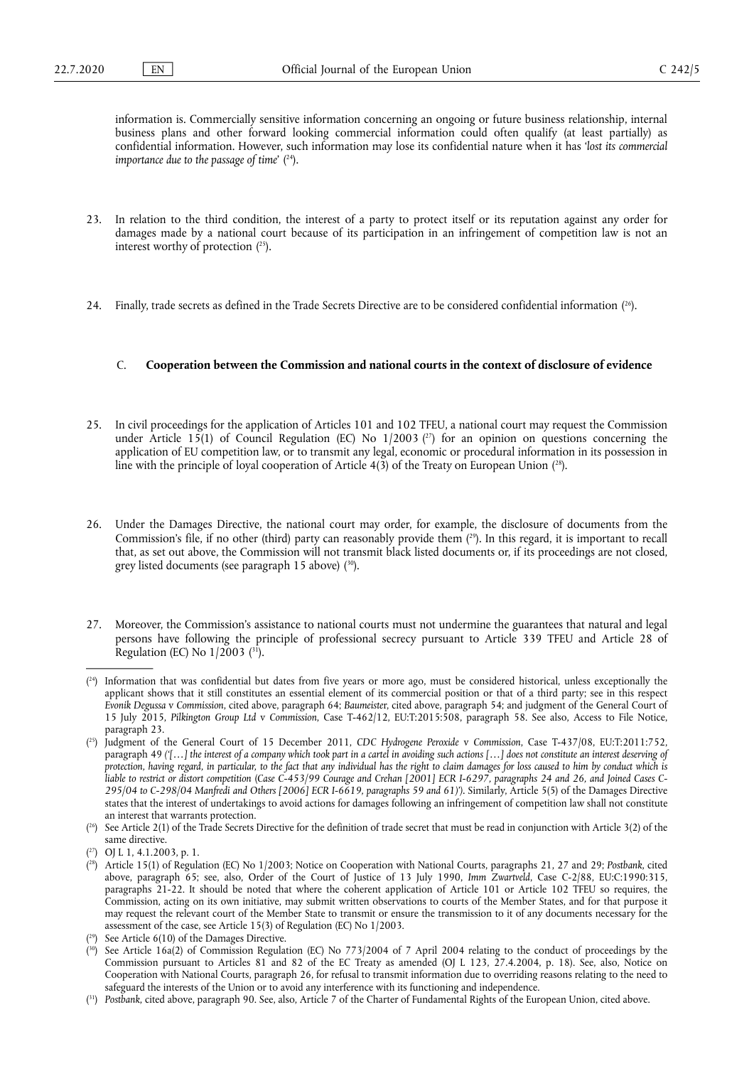information is. Commercially sensitive information concerning an ongoing or future business relationship, internal business plans and other forward looking commercial information could often qualify (at least partially) as confidential information. However, such information may lose its confidential nature when it has *'lost its commercial importance due to the passage of time'* [24].

23. In relation to the third condition, the interest of a party to protect itself or its reputation against any order for damages made by a national court because of its participation in an infringement of competition law is not an interest worthy of protection [25].

24. Finally, trade secrets as defined in the Trade Secrets Directive are to be considered confidential information [26].

### C. **Cooperation between the Commission and national courts in the context of disclosure of evidence**

25. In civil proceedings for the application of Articles 101 and 102 TFEU, a national court may request the Commission under Article 15(1) of Council Regulation (EC) No 1/2003 [27] for an opinion on questions concerning the application of EU competition law, or to transmit any legal, economic or procedural information in its possession in line with the principle of loyal cooperation of Article 4(3) of the Treaty on European Union [28].

26. Under the Damages Directive, the national court may order, for example, the disclosure of documents from the Commission's file, if no other (third) party can reasonably provide them [29]. In this regard, it is important to recall that, as set out above, the Commission will not transmit black listed documents or, if its proceedings are not closed, grey listed documents (see paragraph 15 above) [30].

27. Moreover, the Commission's assistance to national courts must not undermine the guarantees that natural and legal persons have following the principle of professional secrecy pursuant to Article 339 TFEU and Article 28 of Regulation (EC) No 1/2003 [31].

---

[24] Information that was confidential but dates from five years or more ago, must be considered historical, unless exceptionally the applicant shows that it still constitutes an essential element of its commercial position or that of a third party; see in this respect *Evonik Degussa* v *Commission*, cited above, paragraph 64; *Baumeister*, cited above, paragraph 54; and judgment of the General Court of 15 July 2015, *Pilkington Group Ltd* v *Commission*, Case T-462/12, EU:T:2015:508, paragraph 58. See also, Access to File Notice, paragraph 23.

[25] Judgment of the General Court of 15 December 2011, *CDC Hydrogene Peroxide* v *Commission*, Case T-437/08, EU:T:2011:752, paragraph 49 *('[…] the interest of a company which took part in a cartel in avoiding such actions […] does not constitute an interest deserving of protection, having regard, in particular, to the fact that any individual has the right to claim damages for loss caused to him by conduct which is liable to restrict or distort competition (Case C-453/99 Courage and Crehan [2001] ECR I-6297, paragraphs 24 and 26, and Joined Cases C-295/04 to C-298/04 Manfredi and Others [2006] ECR I-6619, paragraphs 59 and 61)')*. Similarly, Article 5(5) of the Damages Directive states that the interest of undertakings to avoid actions for damages following an infringement of competition law shall not constitute an interest that warrants protection.

[26] See Article 2(1) of the Trade Secrets Directive for the definition of trade secret that must be read in conjunction with Article 3(2) of the same directive.

[27] OJ L 1, 4.1.2003, p. 1.

[28] Article 15(1) of Regulation (EC) No 1/2003; Notice on Cooperation with National Courts, paragraphs 21, 27 and 29; *Postbank*, cited above, paragraph 65; see, also, Order of the Court of Justice of 13 July 1990, *Imm Zwartveld*, Case C-2/88, EU:C:1990:315, paragraphs 21-22. It should be noted that where the coherent application of Article 101 or Article 102 TFEU so requires, the Commission, acting on its own initiative, may submit written observations to courts of the Member States, and for that purpose it may request the relevant court of the Member State to transmit or ensure the transmission to it of any documents necessary for the assessment of the case, see Article 15(3) of Regulation (EC) No 1/2003.

[29] See Article 6(10) of the Damages Directive.

[30] See Article 16a(2) of Commission Regulation (EC) No 773/2004 of 7 April 2004 relating to the conduct of proceedings by the Commission pursuant to Articles 81 and 82 of the EC Treaty as amended (OJ L 123, 27.4.2004, p. 18). See, also, Notice on Cooperation with National Courts, paragraph 26, for refusal to transmit information due to overriding reasons relating to the need to safeguard the interests of the Union or to avoid any interference with its functioning and independence.

[31] *Postbank*, cited above, paragraph 90. See, also, Article 7 of the Charter of Fundamental Rights of the European Union, cited above.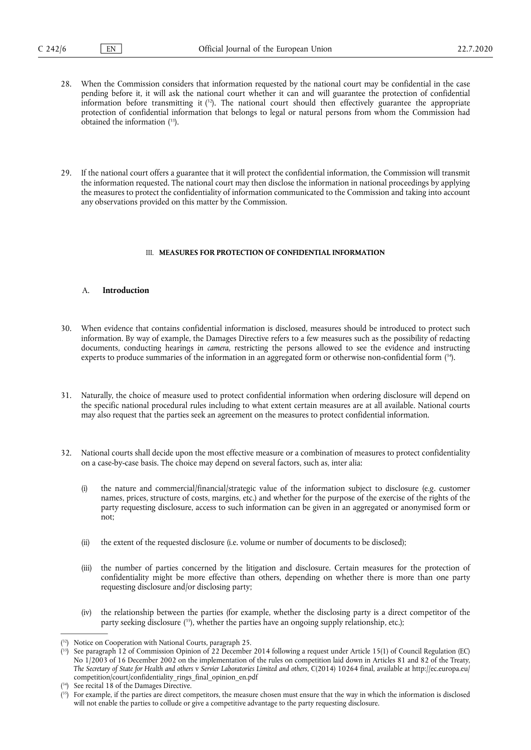28. When the Commission considers that information requested by the national court may be confidential in the case pending before it, it will ask the national court whether it can and will guarantee the protection of confidential information before transmitting it [32]. The national court should then effectively guarantee the appropriate protection of confidential information that belongs to legal or natural persons from whom the Commission had obtained the information [33].

29. If the national court offers a guarantee that it will protect the confidential information, the Commission will transmit the information requested. The national court may then disclose the information in national proceedings by applying the measures to protect the confidentiality of information communicated to the Commission and taking into account any observations provided on this matter by the Commission.

## III. MEASURES FOR PROTECTION OF CONFIDENTIAL INFORMATION

### A. Introduction

30. When evidence that contains confidential information is disclosed, measures should be introduced to protect such information. By way of example, the Damages Directive refers to a few measures such as the possibility of redacting documents, conducting hearings *in camera*, restricting the persons allowed to see the evidence and instructing experts to produce summaries of the information in an aggregated form or otherwise non-confidential form [34].

31. Naturally, the choice of measure used to protect confidential information when ordering disclosure will depend on the specific national procedural rules including to what extent certain measures are at all available. National courts may also request that the parties seek an agreement on the measures to protect confidential information.

32. National courts shall decide upon the most effective measure or a combination of measures to protect confidentiality on a case-by-case basis. The choice may depend on several factors, such as, inter alia:

    (i) the nature and commercial/financial/strategic value of the information subject to disclosure (e.g. customer names, prices, structure of costs, margins, etc.) and whether for the purpose of the exercise of the rights of the party requesting disclosure, access to such information can be given in an aggregated or anonymised form or not;

    (ii) the extent of the requested disclosure (i.e. volume or number of documents to be disclosed);

    (iii) the number of parties concerned by the litigation and disclosure. Certain measures for the protection of confidentiality might be more effective than others, depending on whether there is more than one party requesting disclosure and/or disclosing party;

    (iv) the relationship between the parties (for example, whether the disclosing party is a direct competitor of the party seeking disclosure [35], whether the parties have an ongoing supply relationship, etc.);

---

[32] Notice on Cooperation with National Courts, paragraph 25.

[33] See paragraph 12 of Commission Opinion of 22 December 2014 following a request under Article 15(1) of Council Regulation (EC) No 1/2003 of 16 December 2002 on the implementation of the rules on competition laid down in Articles 81 and 82 of the Treaty, *The Secretary of State for Health and others* v *Servier Laboratories Limited and others*, C(2014) 10264 final, available at http://ec.europa.eu/competition/court/confidentiality_rings_final_opinion_en.pdf

[34] See recital 18 of the Damages Directive.

[35] For example, if the parties are direct competitors, the measure chosen must ensure that the way in which the information is disclosed will not enable the parties to collude or give a competitive advantage to the party requesting disclosure.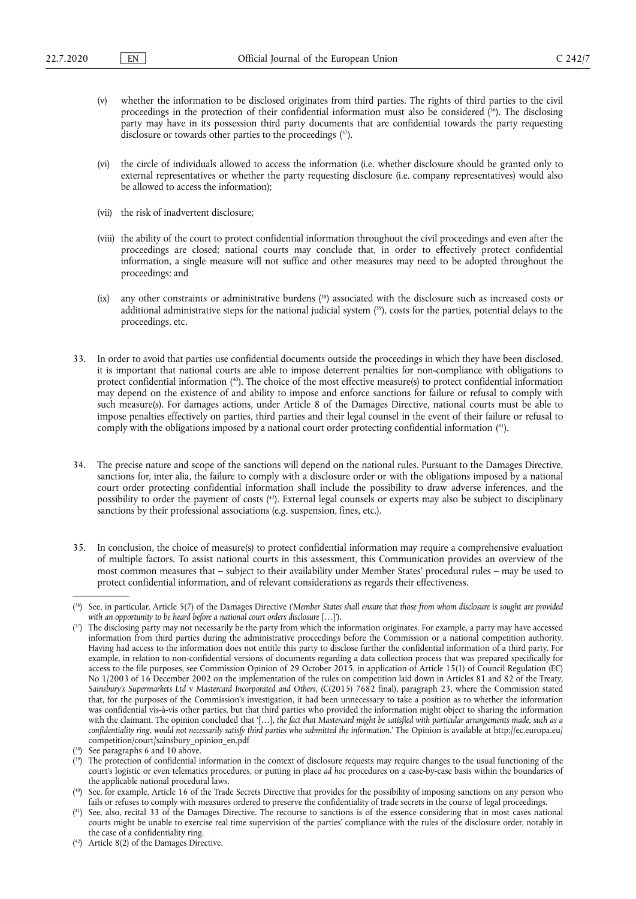(v) whether the information to be disclosed originates from third parties. The rights of third parties to the civil proceedings in the protection of their confidential information must also be considered [36]. The disclosing party may have in its possession third party documents that are confidential towards the party requesting disclosure or towards other parties to the proceedings [37].

(vi) the circle of individuals allowed to access the information (i.e. whether disclosure should be granted only to external representatives or whether the party requesting disclosure (i.e. company representatives) would also be allowed to access the information);

(vii) the risk of inadvertent disclosure;

(viii) the ability of the court to protect confidential information throughout the civil proceedings and even after the proceedings are closed; national courts may conclude that, in order to effectively protect confidential information, a single measure will not suffice and other measures may need to be adopted throughout the proceedings; and

(ix) any other constraints or administrative burdens [38] associated with the disclosure such as increased costs or additional administrative steps for the national judicial system [39], costs for the parties, potential delays to the proceedings, etc.

33. In order to avoid that parties use confidential documents outside the proceedings in which they have been disclosed, it is important that national courts are able to impose deterrent penalties for non-compliance with obligations to protect confidential information [40]. The choice of the most effective measure(s) to protect confidential information may depend on the existence of and ability to impose and enforce sanctions for failure or refusal to comply with such measure(s). For damages actions, under Article 8 of the Damages Directive, national courts must be able to impose penalties effectively on parties, third parties and their legal counsel in the event of their failure or refusal to comply with the obligations imposed by a national court order protecting confidential information [41].

34. The precise nature and scope of the sanctions will depend on the national rules. Pursuant to the Damages Directive, sanctions for, inter alia, the failure to comply with a disclosure order or with the obligations imposed by a national court order protecting confidential information shall include the possibility to draw adverse inferences, and the possibility to order the payment of costs [42]. External legal counsels or experts may also be subject to disciplinary sanctions by their professional associations (e.g. suspension, fines, etc.).

35. In conclusion, the choice of measure(s) to protect confidential information may require a comprehensive evaluation of multiple factors. To assist national courts in this assessment, this Communication provides an overview of the most common measures that – subject to their availability under Member States' procedural rules – may be used to protect confidential information, and of relevant considerations as regards their effectiveness.

---

[36] See, in particular, Article 5(7) of the Damages Directive ('*Member States shall ensure that those from whom disclosure is sought are provided with an opportunity to be heard before a national court orders disclosure* […]').

[37] The disclosing party may not necessarily be the party from which the information originates. For example, a party may have accessed information from third parties during the administrative proceedings before the Commission or a national competition authority. Having had access to the information does not entitle this party to disclose further the confidential information of a third party. For example, in relation to non-confidential versions of documents regarding a data collection process that was prepared specifically for access to the file purposes, see Commission Opinion of 29 October 2015, in application of Article 15(1) of Council Regulation (EC) No 1/2003 of 16 December 2002 on the implementation of the rules on competition laid down in Articles 81 and 82 of the Treaty, *Sainsbury's Supermarkets Ltd* v *Mastercard Incorporated and Others*, (C(2015) 7682 final), paragraph 23, where the Commission stated that, for the purposes of the Commission's investigation, it had been unnecessary to take a position as to whether the information was confidential vis-à-vis other parties, but that third parties who provided the information might object to sharing the information with the claimant. The opinion concluded that '[…], *the fact that Mastercard might be satisfied with particular arrangements made, such as a confidentiality ring, would not necessarily satisfy third parties who submitted the information.*' The Opinion is available at http://ec.europa.eu/competition/court/sainsbury_opinion_en.pdf

[38] See paragraphs 6 and 10 above.

[39] The protection of confidential information in the context of disclosure requests may require changes to the usual functioning of the court's logistic or even telematics procedures, or putting in place *ad hoc* procedures on a case-by-case basis within the boundaries of the applicable national procedural laws.

[40] See, for example, Article 16 of the Trade Secrets Directive that provides for the possibility of imposing sanctions on any person who fails or refuses to comply with measures ordered to preserve the confidentiality of trade secrets in the course of legal proceedings.

[41] See, also, recital 33 of the Damages Directive. The recourse to sanctions is of the essence considering that in most cases national courts might be unable to exercise real time supervision of the parties' compliance with the rules of the disclosure order, notably in the case of a confidentiality ring.

[42] Article 8(2) of the Damages Directive.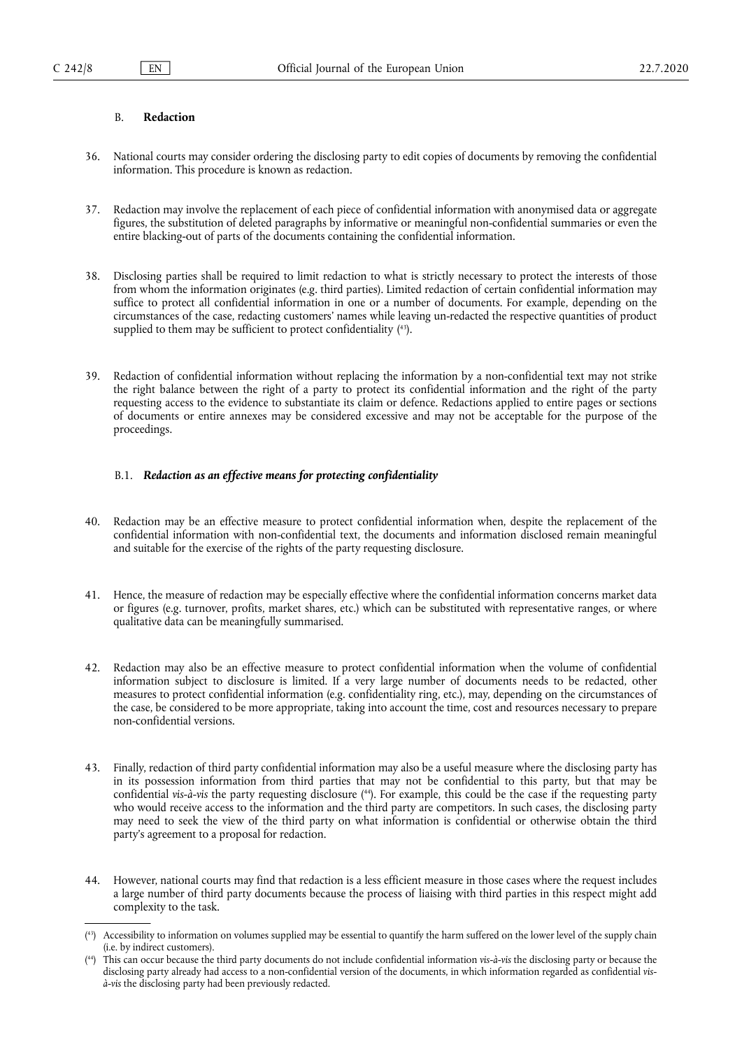### B. **Redaction**

36. National courts may consider ordering the disclosing party to edit copies of documents by removing the confidential information. This procedure is known as redaction.

37. Redaction may involve the replacement of each piece of confidential information with anonymised data or aggregate figures, the substitution of deleted paragraphs by informative or meaningful non-confidential summaries or even the entire blacking-out of parts of the documents containing the confidential information.

38. Disclosing parties shall be required to limit redaction to what is strictly necessary to protect the interests of those from whom the information originates (e.g. third parties). Limited redaction of certain confidential information may suffice to protect all confidential information in one or a number of documents. For example, depending on the circumstances of the case, redacting customers' names while leaving un-redacted the respective quantities of product supplied to them may be sufficient to protect confidentiality ([43]).

39. Redaction of confidential information without replacing the information by a non-confidential text may not strike the right balance between the right of a party to protect its confidential information and the right of the party requesting access to the evidence to substantiate its claim or defence. Redactions applied to entire pages or sections of documents or entire annexes may be considered excessive and may not be acceptable for the purpose of the proceedings.

#### B.1. ***Redaction as an effective means for protecting confidentiality***

40. Redaction may be an effective measure to protect confidential information when, despite the replacement of the confidential information with non-confidential text, the documents and information disclosed remain meaningful and suitable for the exercise of the rights of the party requesting disclosure.

41. Hence, the measure of redaction may be especially effective where the confidential information concerns market data or figures (e.g. turnover, profits, market shares, etc.) which can be substituted with representative ranges, or where qualitative data can be meaningfully summarised.

42. Redaction may also be an effective measure to protect confidential information when the volume of confidential information subject to disclosure is limited. If a very large number of documents needs to be redacted, other measures to protect confidential information (e.g. confidentiality ring, etc.), may, depending on the circumstances of the case, be considered to be more appropriate, taking into account the time, cost and resources necessary to prepare non-confidential versions.

43. Finally, redaction of third party confidential information may also be a useful measure where the disclosing party has in its possession information from third parties that may not be confidential to this party, but that may be confidential *vis-à-vis* the party requesting disclosure ([44]). For example, this could be the case if the requesting party who would receive access to the information and the third party are competitors. In such cases, the disclosing party may need to seek the view of the third party on what information is confidential or otherwise obtain the third party's agreement to a proposal for redaction.

44. However, national courts may find that redaction is a less efficient measure in those cases where the request includes a large number of third party documents because the process of liaising with third parties in this respect might add complexity to the task.

---

([43]) Accessibility to information on volumes supplied may be essential to quantify the harm suffered on the lower level of the supply chain (i.e. by indirect customers).

([44]) This can occur because the third party documents do not include confidential information *vis-à-vis* the disclosing party or because the disclosing party already had access to a non-confidential version of the documents, in which information regarded as confidential *vis-à-vis* the disclosing party had been previously redacted.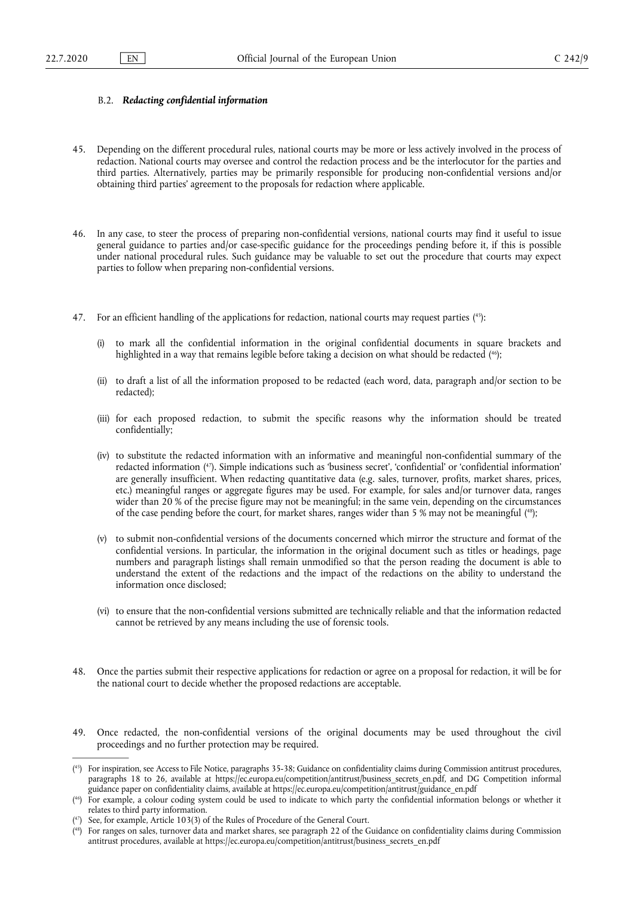### B.2. *Redacting confidential information*

45. Depending on the different procedural rules, national courts may be more or less actively involved in the process of redaction. National courts may oversee and control the redaction process and be the interlocutor for the parties and third parties. Alternatively, parties may be primarily responsible for producing non-confidential versions and/or obtaining third parties' agreement to the proposals for redaction where applicable.

46. In any case, to steer the process of preparing non-confidential versions, national courts may find it useful to issue general guidance to parties and/or case-specific guidance for the proceedings pending before it, if this is possible under national procedural rules. Such guidance may be valuable to set out the procedure that courts may expect parties to follow when preparing non-confidential versions.

47. For an efficient handling of the applications for redaction, national courts may request parties [45]:

   (i) to mark all the confidential information in the original confidential documents in square brackets and highlighted in a way that remains legible before taking a decision on what should be redacted [46];

   (ii) to draft a list of all the information proposed to be redacted (each word, data, paragraph and/or section to be redacted);

   (iii) for each proposed redaction, to submit the specific reasons why the information should be treated confidentially;

   (iv) to substitute the redacted information with an informative and meaningful non-confidential summary of the redacted information [47]. Simple indications such as 'business secret', 'confidential' or 'confidential information' are generally insufficient. When redacting quantitative data (e.g. sales, turnover, profits, market shares, prices, etc.) meaningful ranges or aggregate figures may be used. For example, for sales and/or turnover data, ranges wider than 20 % of the precise figure may not be meaningful; in the same vein, depending on the circumstances of the case pending before the court, for market shares, ranges wider than 5 % may not be meaningful [48];

   (v) to submit non-confidential versions of the documents concerned which mirror the structure and format of the confidential versions. In particular, the information in the original document such as titles or headings, page numbers and paragraph listings shall remain unmodified so that the person reading the document is able to understand the extent of the redactions and the impact of the redactions on the ability to understand the information once disclosed;

   (vi) to ensure that the non-confidential versions submitted are technically reliable and that the information redacted cannot be retrieved by any means including the use of forensic tools.

48. Once the parties submit their respective applications for redaction or agree on a proposal for redaction, it will be for the national court to decide whether the proposed redactions are acceptable.

49. Once redacted, the non-confidential versions of the original documents may be used throughout the civil proceedings and no further protection may be required.

---

[45] For inspiration, see Access to File Notice, paragraphs 35-38; Guidance on confidentiality claims during Commission antitrust procedures, paragraphs 18 to 26, available at https://ec.europa.eu/competition/antitrust/business_secrets_en.pdf, and DG Competition informal guidance paper on confidentiality claims, available at https://ec.europa.eu/competition/antitrust/guidance_en.pdf

[46] For example, a colour coding system could be used to indicate to which party the confidential information belongs or whether it relates to third party information.

[47] See, for example, Article 103(3) of the Rules of Procedure of the General Court.

[48] For ranges on sales, turnover data and market shares, see paragraph 22 of the Guidance on confidentiality claims during Commission antitrust procedures, available at https://ec.europa.eu/competition/antitrust/business_secrets_en.pdf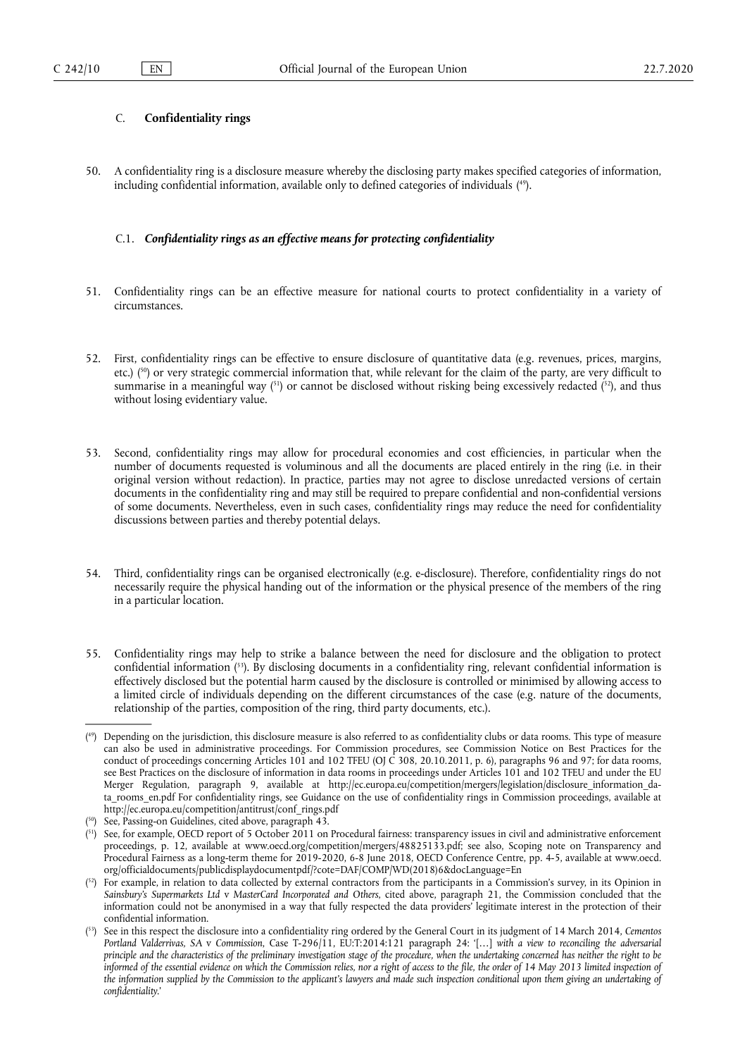### C. **Confidentiality rings**

50. A confidentiality ring is a disclosure measure whereby the disclosing party makes specified categories of information, including confidential information, available only to defined categories of individuals ([49]).

#### C.1. ***Confidentiality rings as an effective means for protecting confidentiality***

51. Confidentiality rings can be an effective measure for national courts to protect confidentiality in a variety of circumstances.

52. First, confidentiality rings can be effective to ensure disclosure of quantitative data (e.g. revenues, prices, margins, etc.) ([50]) or very strategic commercial information that, while relevant for the claim of the party, are very difficult to summarise in a meaningful way ([51]) or cannot be disclosed without risking being excessively redacted ([52]), and thus without losing evidentiary value.

53. Second, confidentiality rings may allow for procedural economies and cost efficiencies, in particular when the number of documents requested is voluminous and all the documents are placed entirely in the ring (i.e. in their original version without redaction). In practice, parties may not agree to disclose unredacted versions of certain documents in the confidentiality ring and may still be required to prepare confidential and non-confidential versions of some documents. Nevertheless, even in such cases, confidentiality rings may reduce the need for confidentiality discussions between parties and thereby potential delays.

54. Third, confidentiality rings can be organised electronically (e.g. e-disclosure). Therefore, confidentiality rings do not necessarily require the physical handing out of the information or the physical presence of the members of the ring in a particular location.

55. Confidentiality rings may help to strike a balance between the need for disclosure and the obligation to protect confidential information ([53]). By disclosing documents in a confidentiality ring, relevant confidential information is effectively disclosed but the potential harm caused by the disclosure is controlled or minimised by allowing access to a limited circle of individuals depending on the different circumstances of the case (e.g. nature of the documents, relationship of the parties, composition of the ring, third party documents, etc.).

---

([49]) Depending on the jurisdiction, this disclosure measure is also referred to as confidentiality clubs or data rooms. This type of measure can also be used in administrative proceedings. For Commission procedures, see Commission Notice on Best Practices for the conduct of proceedings concerning Articles 101 and 102 TFEU (OJ C 308, 20.10.2011, p. 6), paragraphs 96 and 97; for data rooms, see Best Practices on the disclosure of information in data rooms in proceedings under Articles 101 and 102 TFEU and under the EU Merger Regulation, paragraph 9, available at http://ec.europa.eu/competition/mergers/legislation/disclosure_information_data_rooms_en.pdf For confidentiality rings, see Guidance on the use of confidentiality rings in Commission proceedings, available at http://ec.europa.eu/competition/antitrust/conf_rings.pdf

([50]) See, Passing-on Guidelines, cited above, paragraph 43.

([51]) See, for example, OECD report of 5 October 2011 on Procedural fairness: transparency issues in civil and administrative enforcement proceedings, p. 12, available at www.oecd.org/competition/mergers/48825133.pdf; see also, Scoping note on Transparency and Procedural Fairness as a long-term theme for 2019-2020, 6-8 June 2018, OECD Conference Centre, pp. 4-5, available at www.oecd.org/officialdocuments/publicdisplaydocumentpdf/?cote=DAF/COMP/WD(2018)6&docLanguage=En

([52]) For example, in relation to data collected by external contractors from the participants in a Commission's survey, in its Opinion in *Sainsbury's Supermarkets Ltd* v *MasterCard Incorporated and Others*, cited above, paragraph 21, the Commission concluded that the information could not be anonymised in a way that fully respected the data providers' legitimate interest in the protection of their confidential information.

([53]) See in this respect the disclosure into a confidentiality ring ordered by the General Court in its judgment of 14 March 2014, *Cementos Portland Valderrivas, SA* v *Commission*, Case T-296/11, EU:T:2014:121 paragraph 24: '[…] *with a view to reconciling the adversarial principle and the characteristics of the preliminary investigation stage of the procedure, when the undertaking concerned has neither the right to be informed of the essential evidence on which the Commission relies, nor a right of access to the file, the order of 14 May 2013 limited inspection of the information supplied by the Commission to the applicant's lawyers and made such inspection conditional upon them giving an undertaking of confidentiality.*'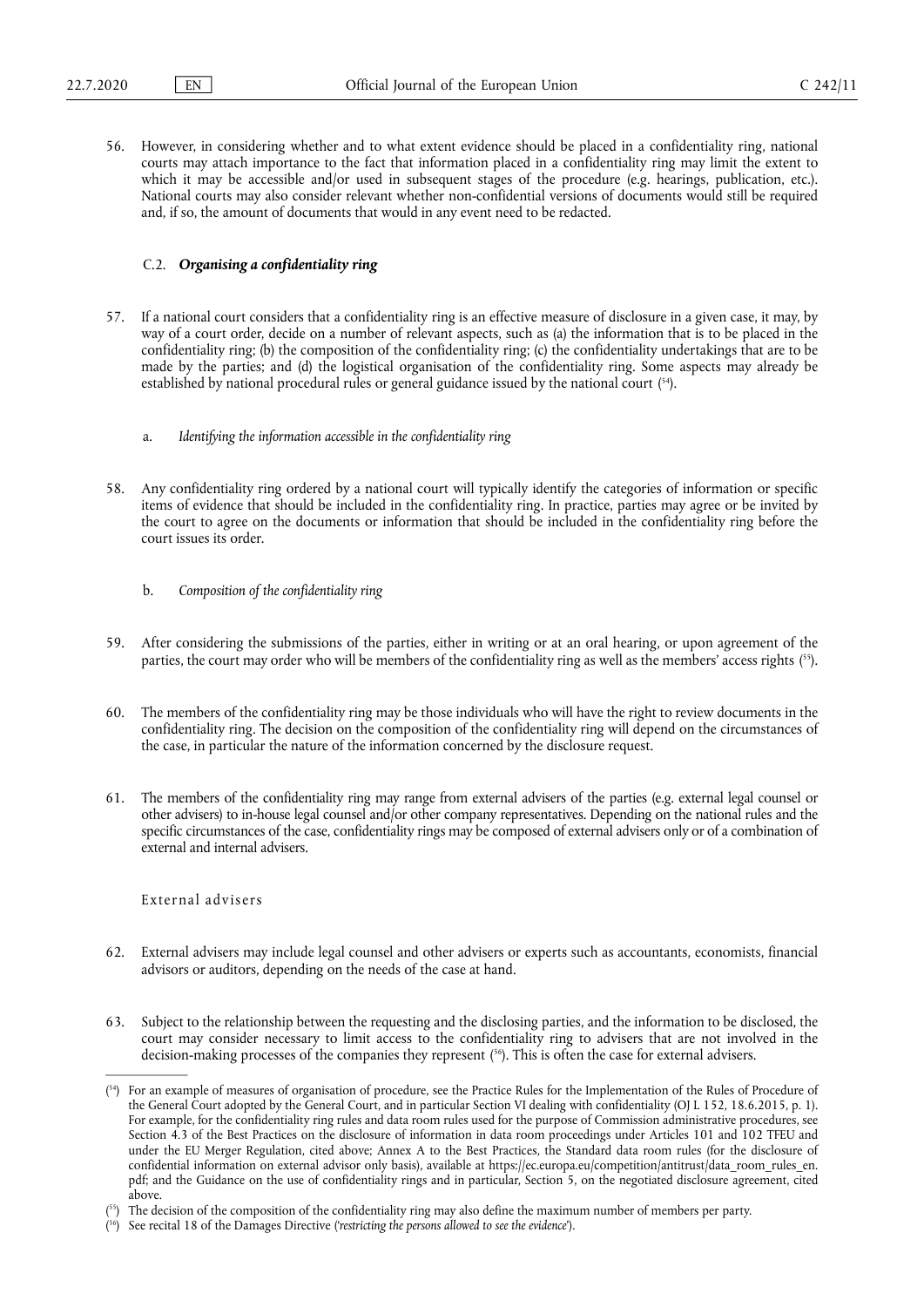56. However, in considering whether and to what extent evidence should be placed in a confidentiality ring, national courts may attach importance to the fact that information placed in a confidentiality ring may limit the extent to which it may be accessible and/or used in subsequent stages of the procedure (e.g. hearings, publication, etc.). National courts may also consider relevant whether non-confidential versions of documents would still be required and, if so, the amount of documents that would in any event need to be redacted.

### C.2. ***Organising a confidentiality ring***

57. If a national court considers that a confidentiality ring is an effective measure of disclosure in a given case, it may, by way of a court order, decide on a number of relevant aspects, such as (a) the information that is to be placed in the confidentiality ring; (b) the composition of the confidentiality ring; (c) the confidentiality undertakings that are to be made by the parties; and (d) the logistical organisation of the confidentiality ring. Some aspects may already be established by national procedural rules or general guidance issued by the national court ([54]).

#### a. *Identifying the information accessible in the confidentiality ring*

58. Any confidentiality ring ordered by a national court will typically identify the categories of information or specific items of evidence that should be included in the confidentiality ring. In practice, parties may agree or be invited by the court to agree on the documents or information that should be included in the confidentiality ring before the court issues its order.

#### b. *Composition of the confidentiality ring*

59. After considering the submissions of the parties, either in writing or at an oral hearing, or upon agreement of the parties, the court may order who will be members of the confidentiality ring as well as the members' access rights ([55]).

60. The members of the confidentiality ring may be those individuals who will have the right to review documents in the confidentiality ring. The decision on the composition of the confidentiality ring will depend on the circumstances of the case, in particular the nature of the information concerned by the disclosure request.

61. The members of the confidentiality ring may range from external advisers of the parties (e.g. external legal counsel or other advisers) to in-house legal counsel and/or other company representatives. Depending on the national rules and the specific circumstances of the case, confidentiality rings may be composed of external advisers only or of a combination of external and internal advisers.

External advisers

62. External advisers may include legal counsel and other advisers or experts such as accountants, economists, financial advisors or auditors, depending on the needs of the case at hand.

63. Subject to the relationship between the requesting and the disclosing parties, and the information to be disclosed, the court may consider necessary to limit access to the confidentiality ring to advisers that are not involved in the decision-making processes of the companies they represent ([56]). This is often the case for external advisers.

---

([54]) For an example of measures of organisation of procedure, see the Practice Rules for the Implementation of the Rules of Procedure of the General Court adopted by the General Court, and in particular Section VI dealing with confidentiality (OJ L 152, 18.6.2015, p. 1). For example, for the confidentiality ring rules and data room rules used for the purpose of Commission administrative procedures, see Section 4.3 of the Best Practices on the disclosure of information in data room proceedings under Articles 101 and 102 TFEU and under the EU Merger Regulation, cited above; Annex A to the Best Practices, the Standard data room rules (for the disclosure of confidential information on external advisor only basis), available at https://ec.europa.eu/competition/antitrust/data_room_rules_en.pdf; and the Guidance on the use of confidentiality rings and in particular, Section 5, on the negotiated disclosure agreement, cited above.

([55]) The decision of the composition of the confidentiality ring may also define the maximum number of members per party.

([56]) See recital 18 of the Damages Directive ('*restricting the persons allowed to see the evidence*').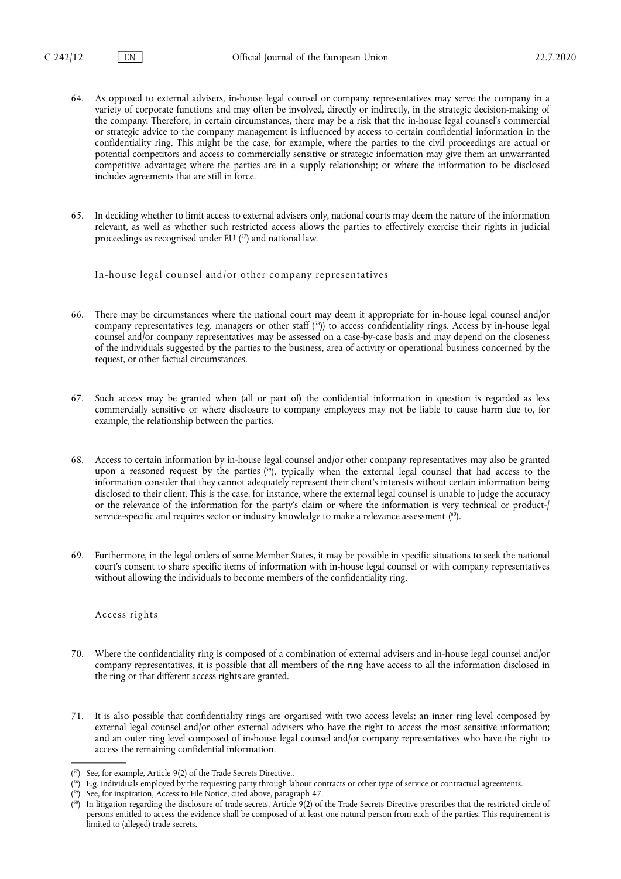64. As opposed to external advisers, in-house legal counsel or company representatives may serve the company in a variety of corporate functions and may often be involved, directly or indirectly, in the strategic decision-making of the company. Therefore, in certain circumstances, there may be a risk that the in-house legal counsel's commercial or strategic advice to the company management is influenced by access to certain confidential information in the confidentiality ring. This might be the case, for example, where the parties to the civil proceedings are actual or potential competitors and access to commercially sensitive or strategic information may give them an unwarranted competitive advantage; where the parties are in a supply relationship; or where the information to be disclosed includes agreements that are still in force.

65. In deciding whether to limit access to external advisers only, national courts may deem the nature of the information relevant, as well as whether such restricted access allows the parties to effectively exercise their rights in judicial proceedings as recognised under EU [57] and national law.

### In-house legal counsel and/or other company representatives

66. There may be circumstances where the national court may deem it appropriate for in-house legal counsel and/or company representatives (e.g. managers or other staff [58]) to access confidentiality rings. Access by in-house legal counsel and/or company representatives may be assessed on a case-by-case basis and may depend on the closeness of the individuals suggested by the parties to the business, area of activity or operational business concerned by the request, or other factual circumstances.

67. Such access may be granted when (all or part of) the confidential information in question is regarded as less commercially sensitive or where disclosure to company employees may not be liable to cause harm due to, for example, the relationship between the parties.

68. Access to certain information by in-house legal counsel and/or other company representatives may also be granted upon a reasoned request by the parties [59], typically when the external legal counsel that had access to the information consider that they cannot adequately represent their client's interests without certain information being disclosed to their client. This is the case, for instance, where the external legal counsel is unable to judge the accuracy or the relevance of the information for the party's claim or where the information is very technical or product-/service-specific and requires sector or industry knowledge to make a relevance assessment [60].

69. Furthermore, in the legal orders of some Member States, it may be possible in specific situations to seek the national court's consent to share specific items of information with in-house legal counsel or with company representatives without allowing the individuals to become members of the confidentiality ring.

### Access rights

70. Where the confidentiality ring is composed of a combination of external advisers and in-house legal counsel and/or company representatives, it is possible that all members of the ring have access to all the information disclosed in the ring or that different access rights are granted.

71. It is also possible that confidentiality rings are organised with two access levels: an inner ring level composed by external legal counsel and/or other external advisers who have the right to access the most sensitive information; and an outer ring level composed of in-house legal counsel and/or company representatives who have the right to access the remaining confidential information.

---

[57] See, for example, Article 9(2) of the Trade Secrets Directive..

[58] E.g. individuals employed by the requesting party through labour contracts or other type of service or contractual agreements.

[59] See, for inspiration, Access to File Notice, cited above, paragraph 47.

[60] In litigation regarding the disclosure of trade secrets, Article 9(2) of the Trade Secrets Directive prescribes that the restricted circle of persons entitled to access the evidence shall be composed of at least one natural person from each of the parties. This requirement is limited to (alleged) trade secrets.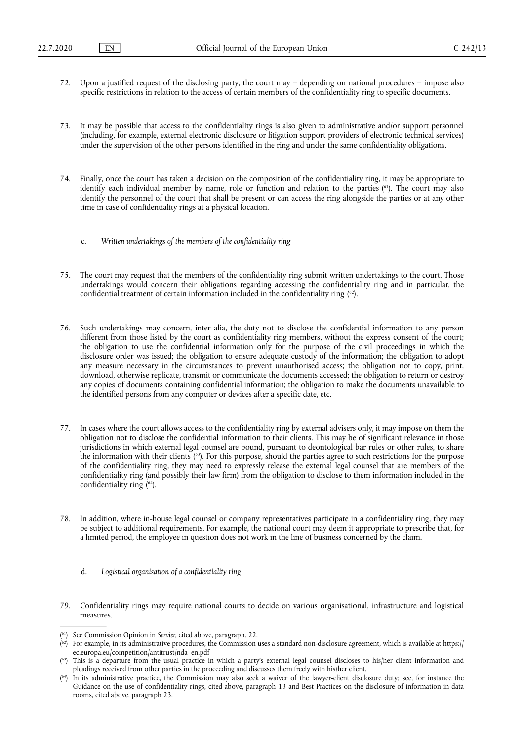72. Upon a justified request of the disclosing party, the court may – depending on national procedures – impose also specific restrictions in relation to the access of certain members of the confidentiality ring to specific documents.

73. It may be possible that access to the confidentiality rings is also given to administrative and/or support personnel (including, for example, external electronic disclosure or litigation support providers of electronic technical services) under the supervision of the other persons identified in the ring and under the same confidentiality obligations.

74. Finally, once the court has taken a decision on the composition of the confidentiality ring, it may be appropriate to identify each individual member by name, role or function and relation to the parties [61]. The court may also identify the personnel of the court that shall be present or can access the ring alongside the parties or at any other time in case of confidentiality rings at a physical location.

### c. *Written undertakings of the members of the confidentiality ring*

75. The court may request that the members of the confidentiality ring submit written undertakings to the court. Those undertakings would concern their obligations regarding accessing the confidentiality ring and in particular, the confidential treatment of certain information included in the confidentiality ring [62].

76. Such undertakings may concern, inter alia, the duty not to disclose the confidential information to any person different from those listed by the court as confidentiality ring members, without the express consent of the court; the obligation to use the confidential information only for the purpose of the civil proceedings in which the disclosure order was issued; the obligation to ensure adequate custody of the information; the obligation to adopt any measure necessary in the circumstances to prevent unauthorised access; the obligation not to copy, print, download, otherwise replicate, transmit or communicate the documents accessed; the obligation to return or destroy any copies of documents containing confidential information; the obligation to make the documents unavailable to the identified persons from any computer or devices after a specific date, etc.

77. In cases where the court allows access to the confidentiality ring by external advisers only, it may impose on them the obligation not to disclose the confidential information to their clients. This may be of significant relevance in those jurisdictions in which external legal counsel are bound, pursuant to deontological bar rules or other rules, to share the information with their clients [63]. For this purpose, should the parties agree to such restrictions for the purpose of the confidentiality ring, they may need to expressly release the external legal counsel that are members of the confidentiality ring (and possibly their law firm) from the obligation to disclose to them information included in the confidentiality ring [64].

78. In addition, where in-house legal counsel or company representatives participate in a confidentiality ring, they may be subject to additional requirements. For example, the national court may deem it appropriate to prescribe that, for a limited period, the employee in question does not work in the line of business concerned by the claim.

### d. *Logistical organisation of a confidentiality ring*

79. Confidentiality rings may require national courts to decide on various organisational, infrastructure and logistical measures.

---

[61] See Commission Opinion in *Servier*, cited above, paragraph. 22.

[62] For example, in its administrative procedures, the Commission uses a standard non-disclosure agreement, which is available at https://ec.europa.eu/competition/antitrust/nda_en.pdf

[63] This is a departure from the usual practice in which a party's external legal counsel discloses to his/her client information and pleadings received from other parties in the proceeding and discusses them freely with his/her client.

[64] In its administrative practice, the Commission may also seek a waiver of the lawyer-client disclosure duty; see, for instance the Guidance on the use of confidentiality rings, cited above, paragraph 13 and Best Practices on the disclosure of information in data rooms, cited above, paragraph 23.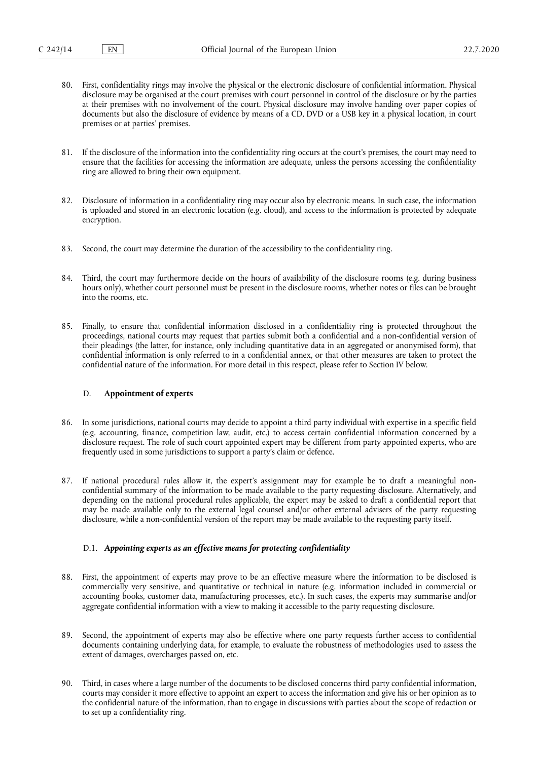80. First, confidentiality rings may involve the physical or the electronic disclosure of confidential information. Physical disclosure may be organised at the court premises with court personnel in control of the disclosure or by the parties at their premises with no involvement of the court. Physical disclosure may involve handing over paper copies of documents but also the disclosure of evidence by means of a CD, DVD or a USB key in a physical location, in court premises or at parties' premises.

81. If the disclosure of the information into the confidentiality ring occurs at the court's premises, the court may need to ensure that the facilities for accessing the information are adequate, unless the persons accessing the confidentiality ring are allowed to bring their own equipment.

82. Disclosure of information in a confidentiality ring may occur also by electronic means. In such case, the information is uploaded and stored in an electronic location (e.g. cloud), and access to the information is protected by adequate encryption.

83. Second, the court may determine the duration of the accessibility to the confidentiality ring.

84. Third, the court may furthermore decide on the hours of availability of the disclosure rooms (e.g. during business hours only), whether court personnel must be present in the disclosure rooms, whether notes or files can be brought into the rooms, etc.

85. Finally, to ensure that confidential information disclosed in a confidentiality ring is protected throughout the proceedings, national courts may request that parties submit both a confidential and a non-confidential version of their pleadings (the latter, for instance, only including quantitative data in an aggregated or anonymised form), that confidential information is only referred to in a confidential annex, or that other measures are taken to protect the confidential nature of the information. For more detail in this respect, please refer to Section IV below.

### D. **Appointment of experts**

86. In some jurisdictions, national courts may decide to appoint a third party individual with expertise in a specific field (e.g. accounting, finance, competition law, audit, etc.) to access certain confidential information concerned by a disclosure request. The role of such court appointed expert may be different from party appointed experts, who are frequently used in some jurisdictions to support a party's claim or defence.

87. If national procedural rules allow it, the expert's assignment may for example be to draft a meaningful non-confidential summary of the information to be made available to the party requesting disclosure. Alternatively, and depending on the national procedural rules applicable, the expert may be asked to draft a confidential report that may be made available only to the external legal counsel and/or other external advisers of the party requesting disclosure, while a non-confidential version of the report may be made available to the requesting party itself.

#### D.1. ***Appointing experts as an effective means for protecting confidentiality***

88. First, the appointment of experts may prove to be an effective measure where the information to be disclosed is commercially very sensitive, and quantitative or technical in nature (e.g. information included in commercial or accounting books, customer data, manufacturing processes, etc.). In such cases, the experts may summarise and/or aggregate confidential information with a view to making it accessible to the party requesting disclosure.

89. Second, the appointment of experts may also be effective where one party requests further access to confidential documents containing underlying data, for example, to evaluate the robustness of methodologies used to assess the extent of damages, overcharges passed on, etc.

90. Third, in cases where a large number of the documents to be disclosed concerns third party confidential information, courts may consider it more effective to appoint an expert to access the information and give his or her opinion as to the confidential nature of the information, than to engage in discussions with parties about the scope of redaction or to set up a confidentiality ring.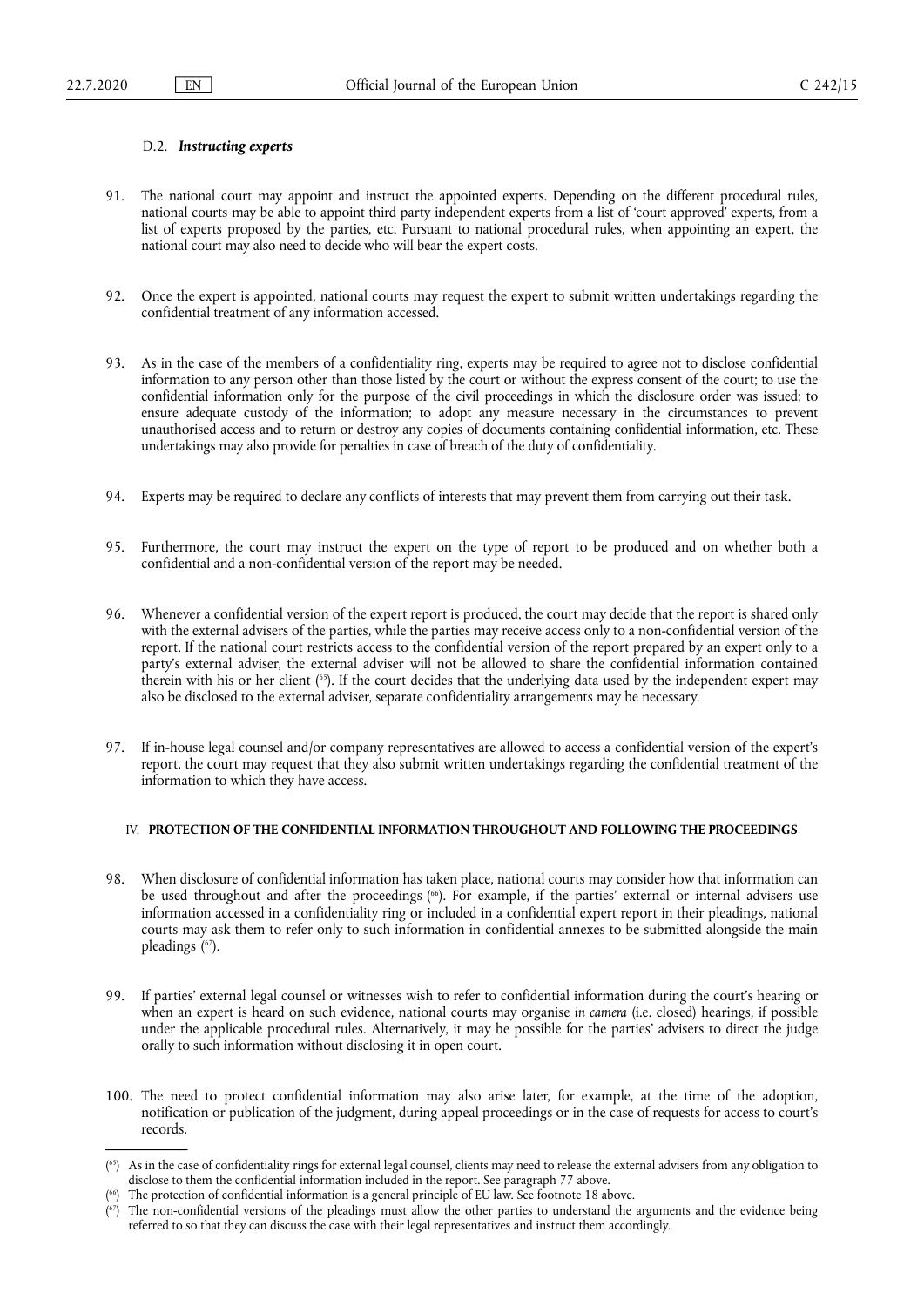### D.2. *Instructing experts*

91. The national court may appoint and instruct the appointed experts. Depending on the different procedural rules, national courts may be able to appoint third party independent experts from a list of 'court approved' experts, from a list of experts proposed by the parties, etc. Pursuant to national procedural rules, when appointing an expert, the national court may also need to decide who will bear the expert costs.

92. Once the expert is appointed, national courts may request the expert to submit written undertakings regarding the confidential treatment of any information accessed.

93. As in the case of the members of a confidentiality ring, experts may be required to agree not to disclose confidential information to any person other than those listed by the court or without the express consent of the court; to use the confidential information only for the purpose of the civil proceedings in which the disclosure order was issued; to ensure adequate custody of the information; to adopt any measure necessary in the circumstances to prevent unauthorised access and to return or destroy any copies of documents containing confidential information, etc. These undertakings may also provide for penalties in case of breach of the duty of confidentiality.

94. Experts may be required to declare any conflicts of interests that may prevent them from carrying out their task.

95. Furthermore, the court may instruct the expert on the type of report to be produced and on whether both a confidential and a non-confidential version of the report may be needed.

96. Whenever a confidential version of the expert report is produced, the court may decide that the report is shared only with the external advisers of the parties, while the parties may receive access only to a non-confidential version of the report. If the national court restricts access to the confidential version of the report prepared by an expert only to a party's external adviser, the external adviser will not be allowed to share the confidential information contained therein with his or her client [65]. If the court decides that the underlying data used by the independent expert may also be disclosed to the external adviser, separate confidentiality arrangements may be necessary.

97. If in-house legal counsel and/or company representatives are allowed to access a confidential version of the expert's report, the court may request that they also submit written undertakings regarding the confidential treatment of the information to which they have access.

## IV. PROTECTION OF THE CONFIDENTIAL INFORMATION THROUGHOUT AND FOLLOWING THE PROCEEDINGS

98. When disclosure of confidential information has taken place, national courts may consider how that information can be used throughout and after the proceedings [66]. For example, if the parties' external or internal advisers use information accessed in a confidentiality ring or included in a confidential expert report in their pleadings, national courts may ask them to refer only to such information in confidential annexes to be submitted alongside the main pleadings [67].

99. If parties' external legal counsel or witnesses wish to refer to confidential information during the court's hearing or when an expert is heard on such evidence, national courts may organise *in camera* (i.e. closed) hearings, if possible under the applicable procedural rules. Alternatively, it may be possible for the parties' advisers to direct the judge orally to such information without disclosing it in open court.

100. The need to protect confidential information may also arise later, for example, at the time of the adoption, notification or publication of the judgment, during appeal proceedings or in the case of requests for access to court's records.

---

[65] As in the case of confidentiality rings for external legal counsel, clients may need to release the external advisers from any obligation to disclose to them the confidential information included in the report. See paragraph 77 above.

[66] The protection of confidential information is a general principle of EU law. See footnote 18 above.

[67] The non-confidential versions of the pleadings must allow the other parties to understand the arguments and the evidence being referred to so that they can discuss the case with their legal representatives and instruct them accordingly.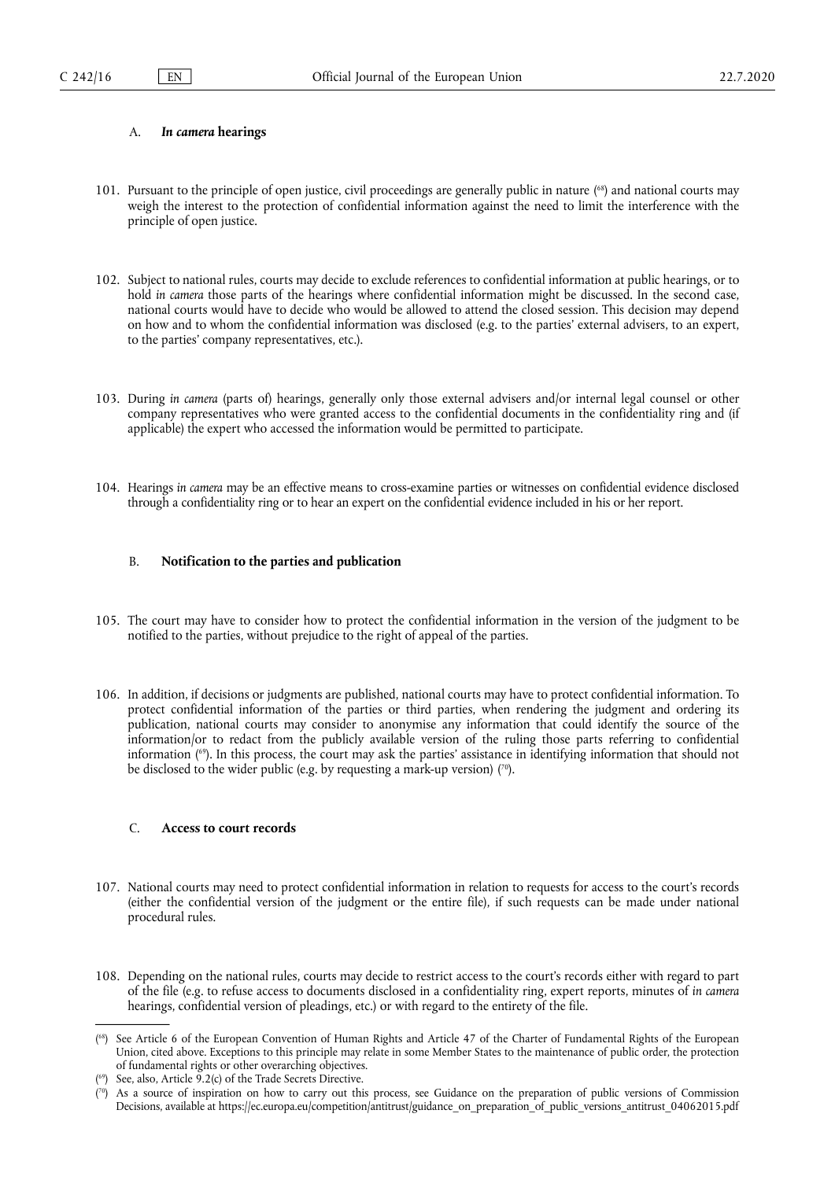### A. *In camera* hearings

101. Pursuant to the principle of open justice, civil proceedings are generally public in nature ([68]) and national courts may weigh the interest to the protection of confidential information against the need to limit the interference with the principle of open justice.

102. Subject to national rules, courts may decide to exclude references to confidential information at public hearings, or to hold *in camera* those parts of the hearings where confidential information might be discussed. In the second case, national courts would have to decide who would be allowed to attend the closed session. This decision may depend on how and to whom the confidential information was disclosed (e.g. to the parties' external advisers, to an expert, to the parties' company representatives, etc.).

103. During *in camera* (parts of) hearings, generally only those external advisers and/or internal legal counsel or other company representatives who were granted access to the confidential documents in the confidentiality ring and (if applicable) the expert who accessed the information would be permitted to participate.

104. Hearings *in camera* may be an effective means to cross-examine parties or witnesses on confidential evidence disclosed through a confidentiality ring or to hear an expert on the confidential evidence included in his or her report.

### B. Notification to the parties and publication

105. The court may have to consider how to protect the confidential information in the version of the judgment to be notified to the parties, without prejudice to the right of appeal of the parties.

106. In addition, if decisions or judgments are published, national courts may have to protect confidential information. To protect confidential information of the parties or third parties, when rendering the judgment and ordering its publication, national courts may consider to anonymise any information that could identify the source of the information/or to redact from the publicly available version of the ruling those parts referring to confidential information ([69]). In this process, the court may ask the parties' assistance in identifying information that should not be disclosed to the wider public (e.g. by requesting a mark-up version) ([70]).

### C. Access to court records

107. National courts may need to protect confidential information in relation to requests for access to the court's records (either the confidential version of the judgment or the entire file), if such requests can be made under national procedural rules.

108. Depending on the national rules, courts may decide to restrict access to the court's records either with regard to part of the file (e.g. to refuse access to documents disclosed in a confidentiality ring, expert reports, minutes of *in camera* hearings, confidential version of pleadings, etc.) or with regard to the entirety of the file.

---

([68]) See Article 6 of the European Convention of Human Rights and Article 47 of the Charter of Fundamental Rights of the European Union, cited above. Exceptions to this principle may relate in some Member States to the maintenance of public order, the protection of fundamental rights or other overarching objectives.

([69]) See, also, Article 9.2(c) of the Trade Secrets Directive.

([70]) As a source of inspiration on how to carry out this process, see Guidance on the preparation of public versions of Commission Decisions, available at https://ec.europa.eu/competition/antitrust/guidance_on_preparation_of_public_versions_antitrust_04062015.pdf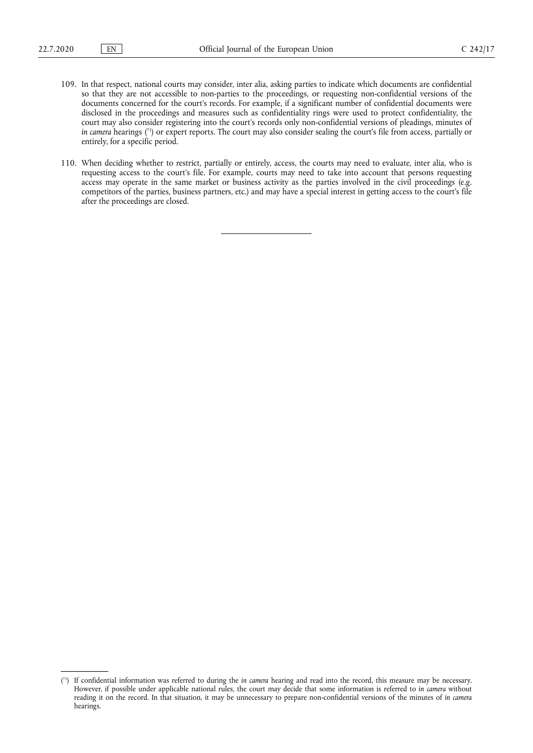109. In that respect, national courts may consider, inter alia, asking parties to indicate which documents are confidential so that they are not accessible to non-parties to the proceedings, or requesting non-confidential versions of the documents concerned for the court's records. For example, if a significant number of confidential documents were disclosed in the proceedings and measures such as confidentiality rings were used to protect confidentiality, the court may also consider registering into the court's records only non-confidential versions of pleadings, minutes of *in camera* hearings ([71]) or expert reports. The court may also consider sealing the court's file from access, partially or entirely, for a specific period.

110. When deciding whether to restrict, partially or entirely, access, the courts may need to evaluate, inter alia, who is requesting access to the court's file. For example, courts may need to take into account that persons requesting access may operate in the same market or business activity as the parties involved in the civil proceedings (e.g. competitors of the parties, business partners, etc.) and may have a special interest in getting access to the court's file after the proceedings are closed.

---

([71]) If confidential information was referred to during the *in camera* hearing and read into the record, this measure may be necessary. However, if possible under applicable national rules, the court may decide that some information is referred to *in camera* without reading it on the record. In that situation, it may be unnecessary to prepare non-confidential versions of the minutes of *in camera* hearings.